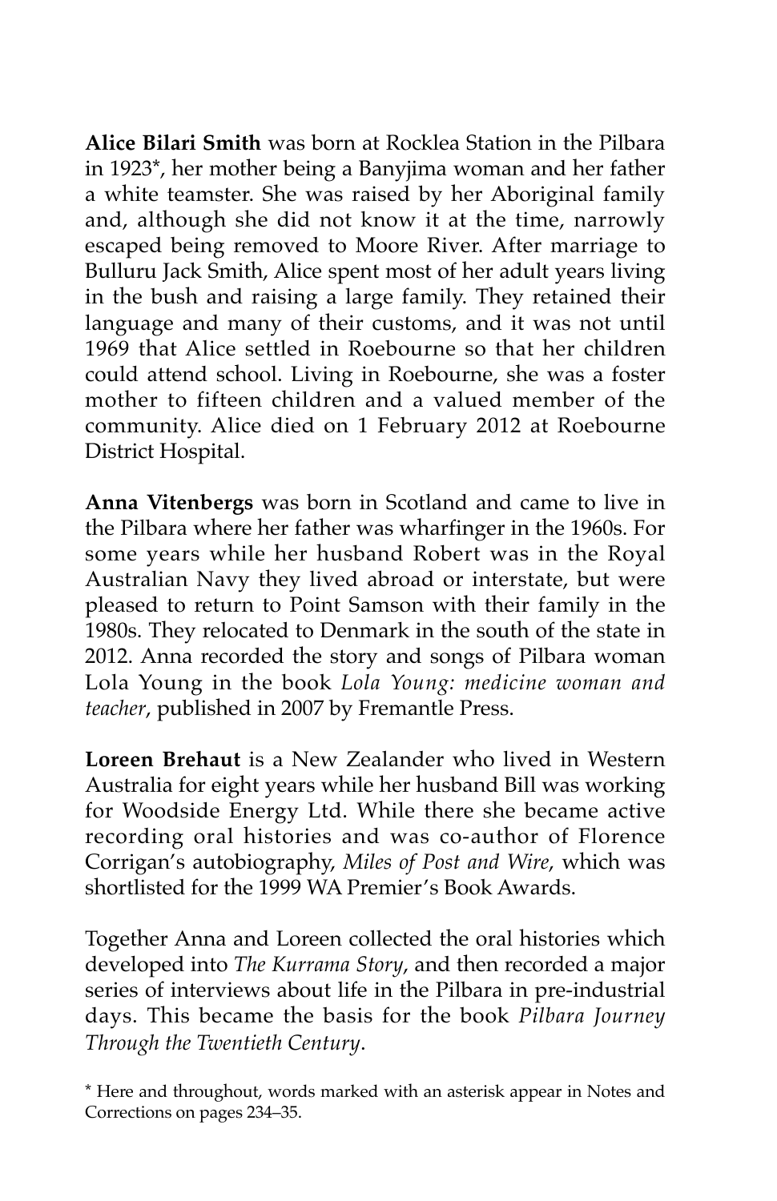**Alice Bilari Smith** was born at Rocklea Station in the Pilbara in 1923*, her mother being a Banyjima woman and her father a white teamster. She was raised by her Aboriginal family and, although she did not know it at the time, narrowly escaped being removed to Moore River. After marriage to Bulluru Jack Smith, Alice spent most of her adult years living in the bush and raising a large family. They retained their language and many of their customs, and it was not until 1969 that Alice settled in Roebourne so that her children could attend school. Living in Roebourne, she was a foster mother to fifteen children and a valued member of the community. Alice died on 1 February 2012 at Roebourne District Hospital.

**Anna Vitenbergs** was born in Scotland and came to live in the Pilbara where her father was wharfinger in the 1960s. For some years while her husband Robert was in the Royal Australian Navy they lived abroad or interstate, but were pleased to return to Point Samson with their family in the 1980s. They relocated to Denmark in the south of the state in 2012. Anna recorded the story and songs of Pilbara woman Lola Young in the book *Lola Young: medicine woman and teacher*, published in 2007 by Fremantle Press.

**Loreen Brehaut** is a New Zealander who lived in Western Australia for eight years while her husband Bill was working for Woodside Energy Ltd. While there she became active recording oral histories and was co-author of Florence Corrigan's autobiography, *Miles of Post and Wire*, which was shortlisted for the 1999 WA Premier's Book Awards.

Together Anna and Loreen collected the oral histories which developed into *The Kurrama Story*, and then recorded a major series of interviews about life in the Pilbara in pre-industrial days. This became the basis for the book *Pilbara Journey Through the Twentieth Century*.

\* Here and throughout, words marked with an asterisk appear in Notes and Corrections on pages 234–35.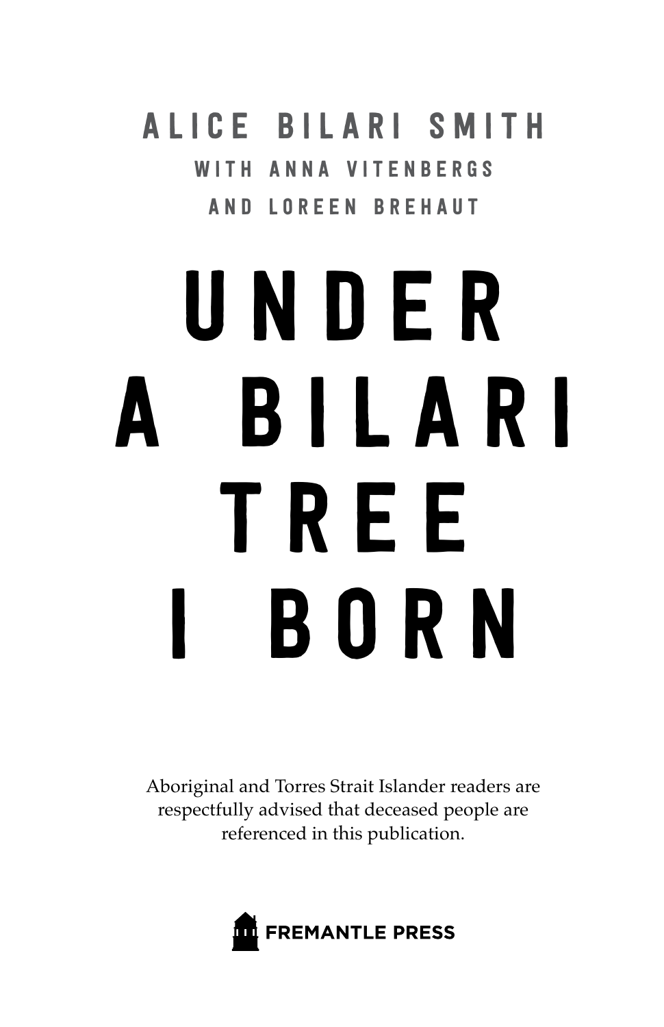ALICE BILARI SMITH

WITH ANNA VITENBERGS

AND LOREEN BREHAUT

# UNDER A BILARI TREE I BORN

Aboriginal and Torres Strait Islander readers are respectfully advised that deceased people are referenced in this publication.

FREMANTLE PRESS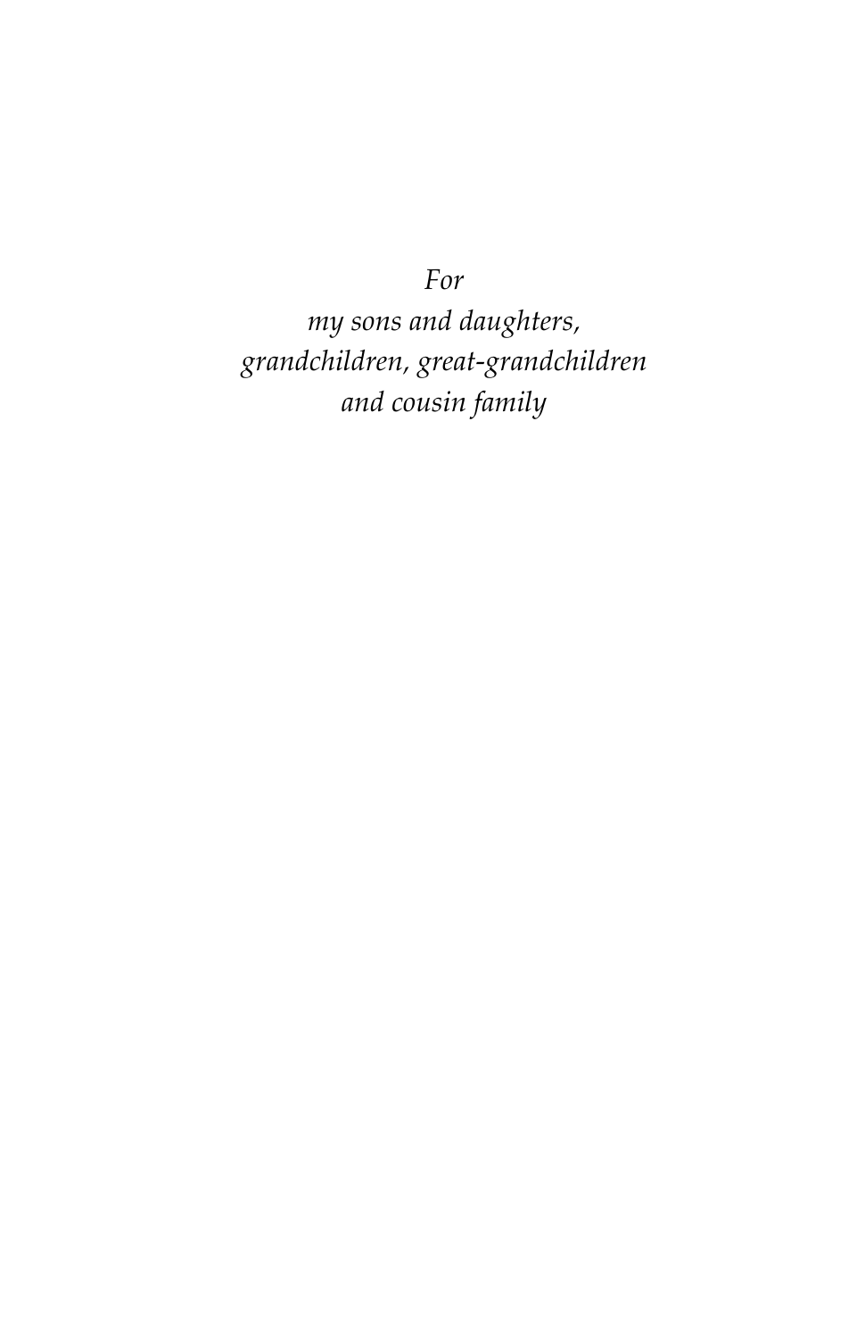*For*
*my sons and daughters,*
*grandchildren, great-grandchildren*
*and cousin family*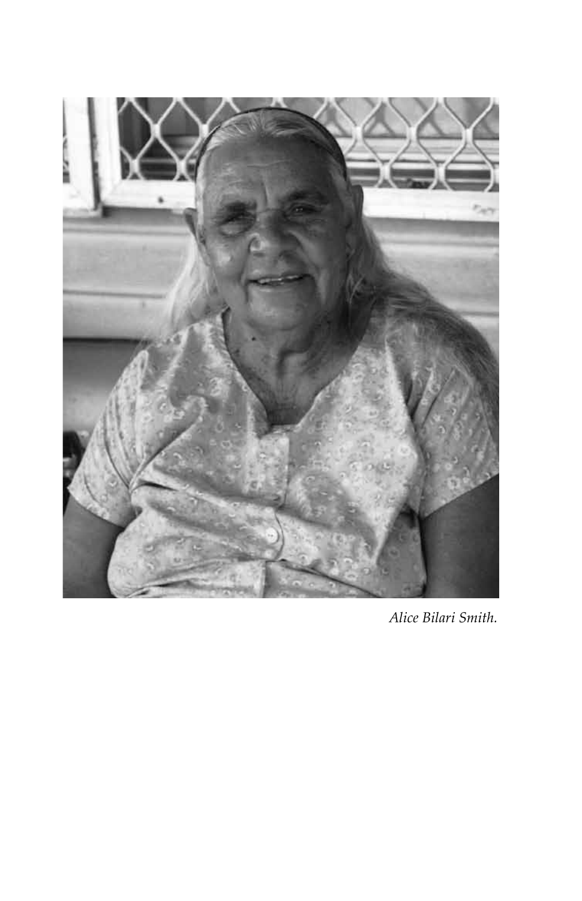*Alice Bilari Smith.*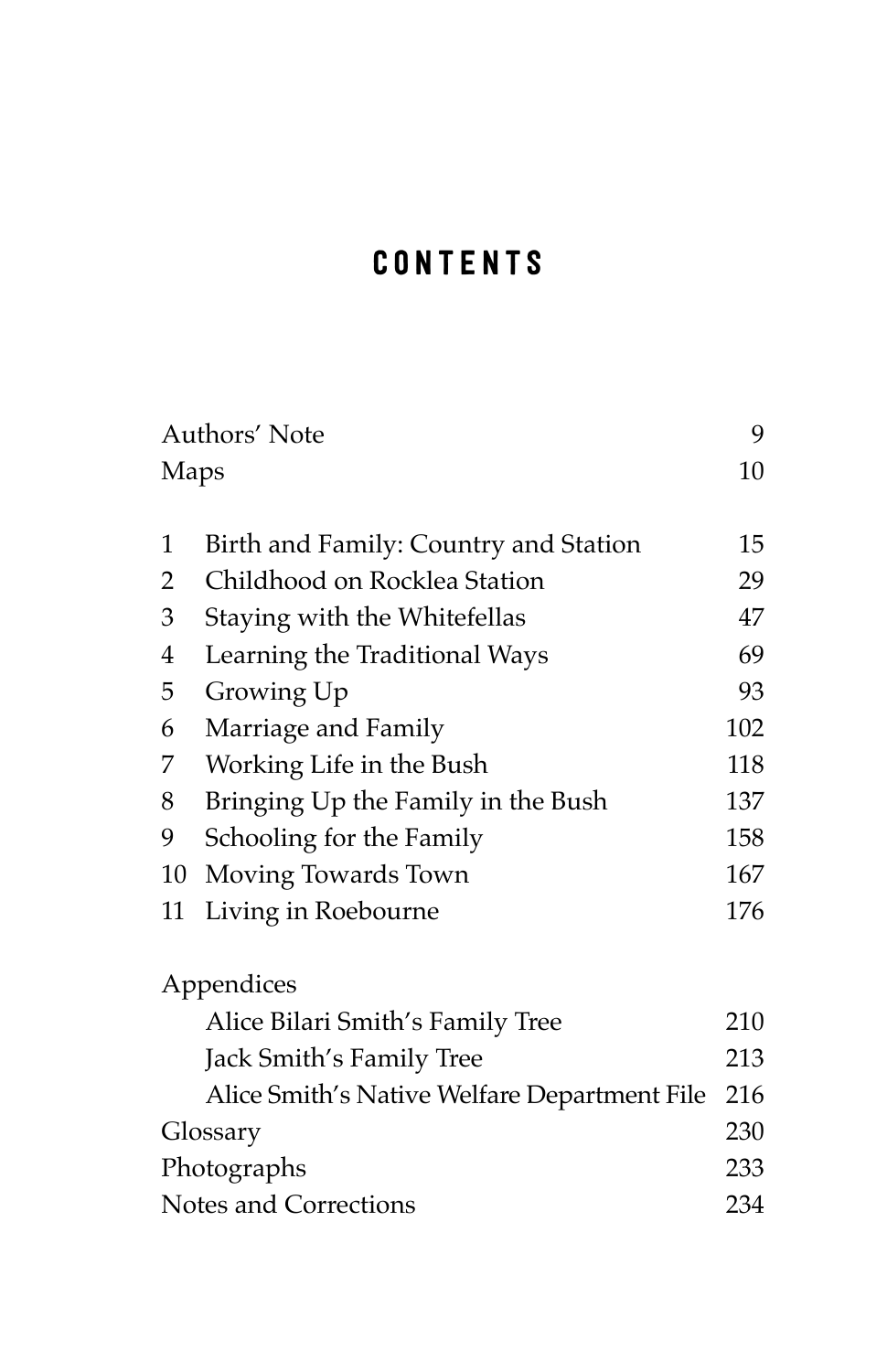# CONTENTS

| | | |
|---|---|---|
| Authors' Note | | 9 |
| Maps | | 10 |
| 1 | Birth and Family: Country and Station | 15 |
| 2 | Childhood on Rocklea Station | 29 |
| 3 | Staying with the Whitefellas | 47 |
| 4 | Learning the Traditional Ways | 69 |
| 5 | Growing Up | 93 |
| 6 | Marriage and Family | 102 |
| 7 | Working Life in the Bush | 118 |
| 8 | Bringing Up the Family in the Bush | 137 |
| 9 | Schooling for the Family | 158 |
| 10 | Moving Towards Town | 167 |
| 11 | Living in Roebourne | 176 |
| Appendices | | |
| | Alice Bilari Smith's Family Tree | 210 |
| | Jack Smith's Family Tree | 213 |
| | Alice Smith's Native Welfare Department File | 216 |
| Glossary | | 230 |
| Photographs | | 233 |
| Notes and Corrections | | 234 |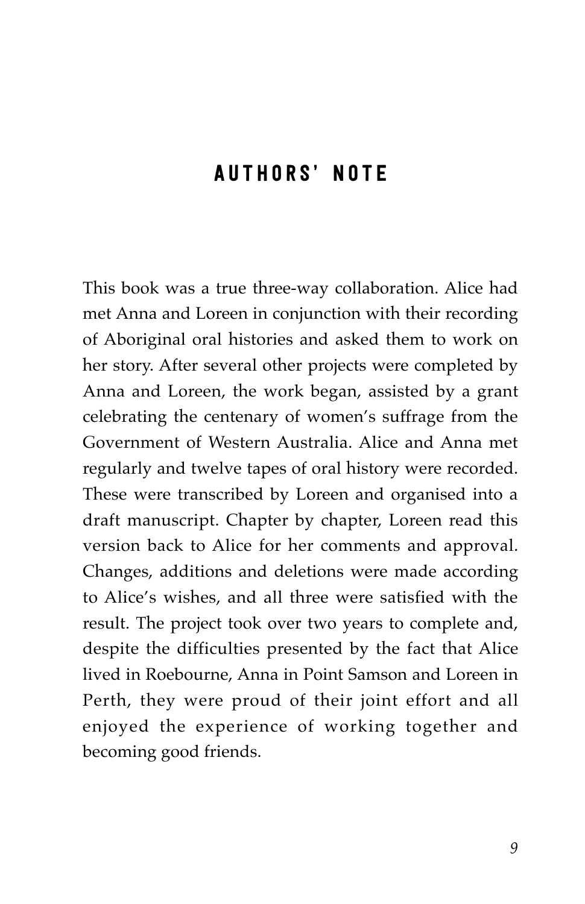# AUTHORS' NOTE

This book was a true three-way collaboration. Alice had met Anna and Loreen in conjunction with their recording of Aboriginal oral histories and asked them to work on her story. After several other projects were completed by Anna and Loreen, the work began, assisted by a grant celebrating the centenary of women's suffrage from the Government of Western Australia. Alice and Anna met regularly and twelve tapes of oral history were recorded. These were transcribed by Loreen and organised into a draft manuscript. Chapter by chapter, Loreen read this version back to Alice for her comments and approval. Changes, additions and deletions were made according to Alice's wishes, and all three were satisfied with the result. The project took over two years to complete and, despite the difficulties presented by the fact that Alice lived in Roebourne, Anna in Point Samson and Loreen in Perth, they were proud of their joint effort and all enjoyed the experience of working together and becoming good friends.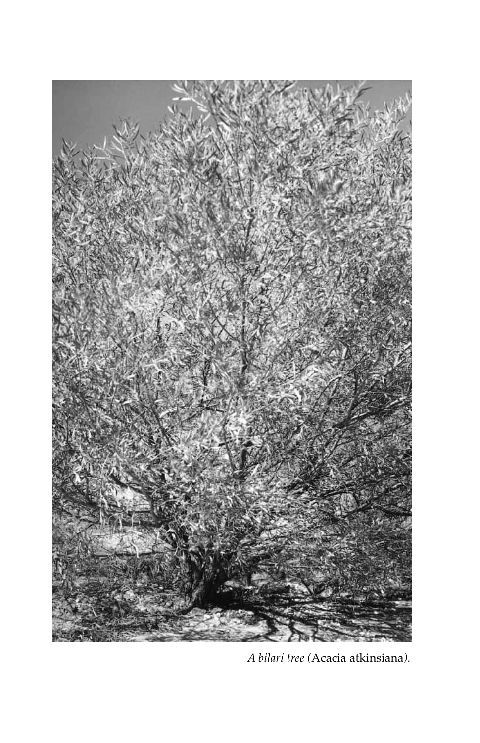*A bilari tree (*Acacia atkinsiana*).*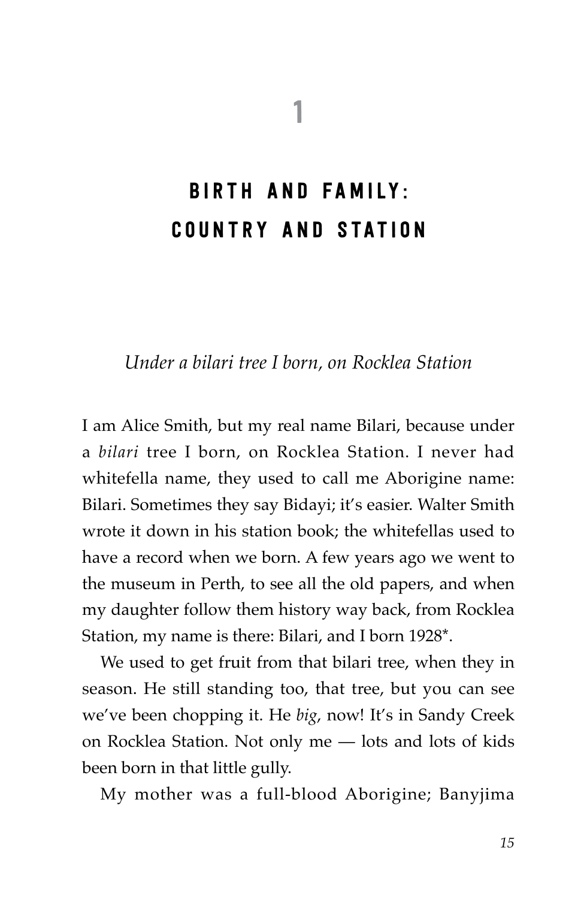# 1

# BIRTH AND FAMILY: COUNTRY AND STATION

*Under a bilari tree I born, on Rocklea Station*

I am Alice Smith, but my real name Bilari, because under a *bilari* tree I born, on Rocklea Station. I never had whitefella name, they used to call me Aborigine name: Bilari. Sometimes they say Bidayi; it's easier. Walter Smith wrote it down in his station book; the whitefellas used to have a record when we born. A few years ago we went to the museum in Perth, to see all the old papers, and when my daughter follow them history way back, from Rocklea Station, my name is there: Bilari, and I born 1928*.

We used to get fruit from that bilari tree, when they in season. He still standing too, that tree, but you can see we've been chopping it. He *big*, now! It's in Sandy Creek on Rocklea Station. Not only me — lots and lots of kids been born in that little gully.

My mother was a full-blood Aborigine; Banyjima